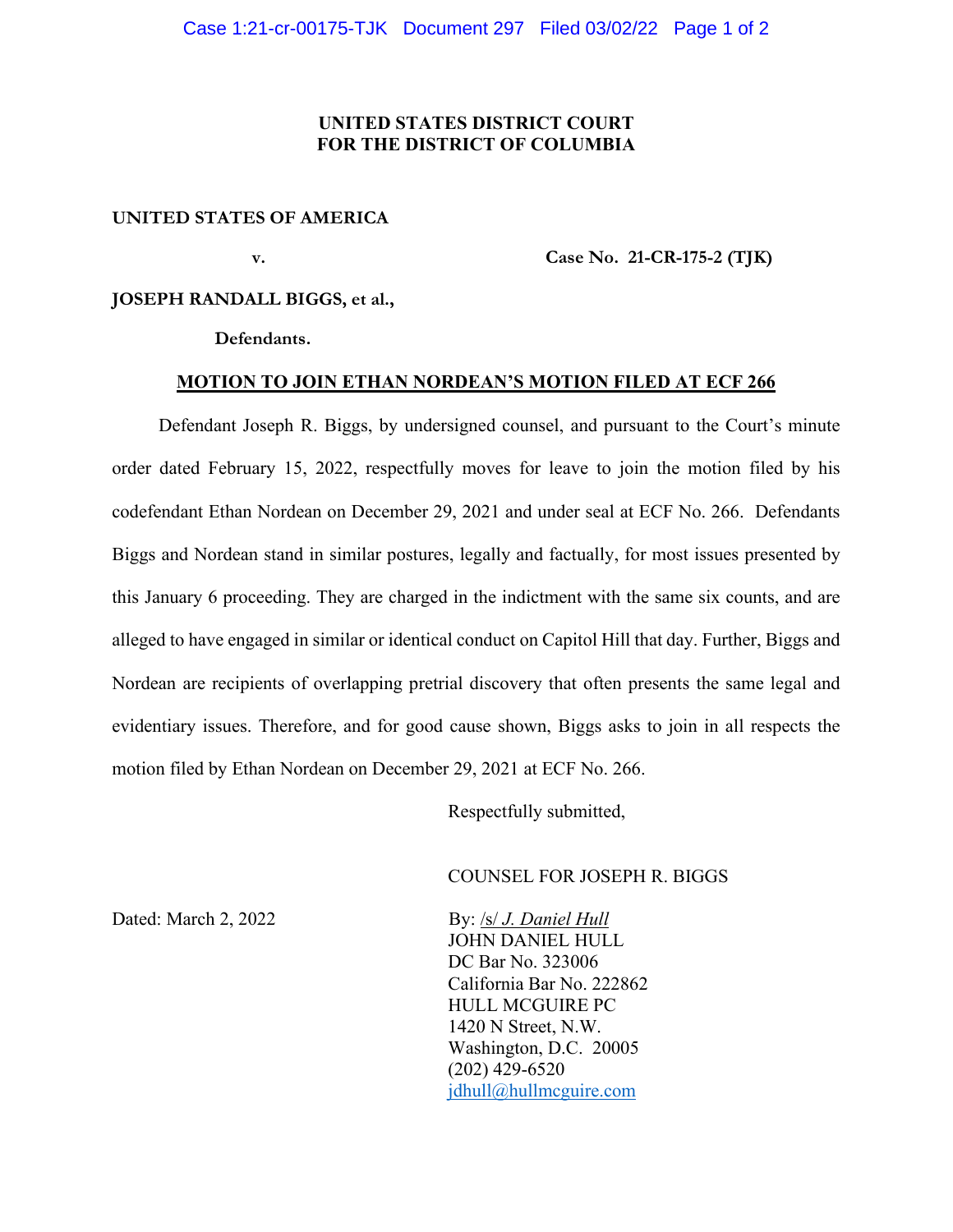**UNITED STATES DISTRICT COURT**
**FOR THE DISTRICT OF COLUMBIA**

**UNITED STATES OF AMERICA**

**v.** **Case No. 21-CR-175-2 (TJK)**

**JOSEPH RANDALL BIGGS, et al.,**

**Defendants.**

## **MOTION TO JOIN ETHAN NORDEAN'S MOTION FILED AT ECF 266**

Defendant Joseph R. Biggs, by undersigned counsel, and pursuant to the Court's minute order dated February 15, 2022, respectfully moves for leave to join the motion filed by his codefendant Ethan Nordean on December 29, 2021 and under seal at ECF No. 266. Defendants Biggs and Nordean stand in similar postures, legally and factually, for most issues presented by this January 6 proceeding. They are charged in the indictment with the same six counts, and are alleged to have engaged in similar or identical conduct on Capitol Hill that day. Further, Biggs and Nordean are recipients of overlapping pretrial discovery that often presents the same legal and evidentiary issues. Therefore, and for good cause shown, Biggs asks to join in all respects the motion filed by Ethan Nordean on December 29, 2021 at ECF No. 266.

Respectfully submitted,

COUNSEL FOR JOSEPH R. BIGGS

Dated: March 2, 2022

By: /s/ *J. Daniel Hull*
JOHN DANIEL HULL
DC Bar No. 323006
California Bar No. 222862
HULL MCGUIRE PC
1420 N Street, N.W.
Washington, D.C. 20005
(202) 429-6520
jdhull@hullmcguire.com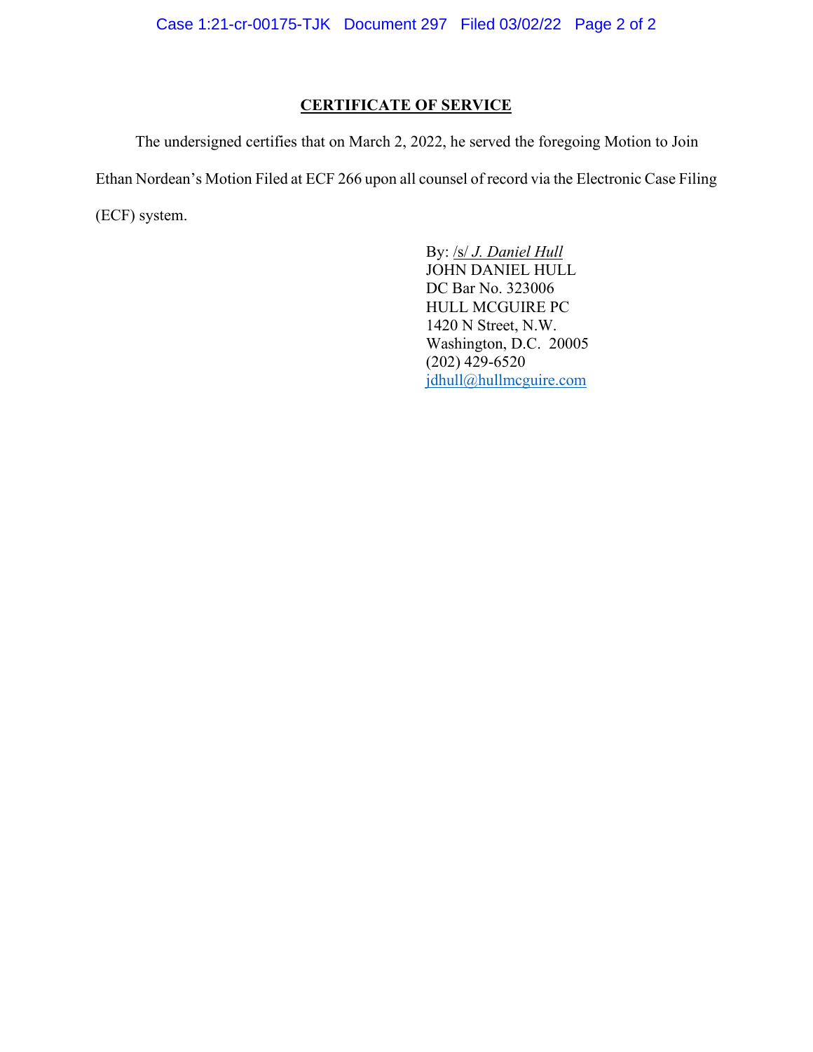**CERTIFICATE OF SERVICE**

The undersigned certifies that on March 2, 2022, he served the foregoing Motion to Join Ethan Nordean's Motion Filed at ECF 266 upon all counsel of record via the Electronic Case Filing (ECF) system.

By: /s/ *J. Daniel Hull*
JOHN DANIEL HULL
DC Bar No. 323006
HULL MCGUIRE PC
1420 N Street, N.W.
Washington, D.C. 20005
(202) 429-6520
jdhull@hullmcguire.com